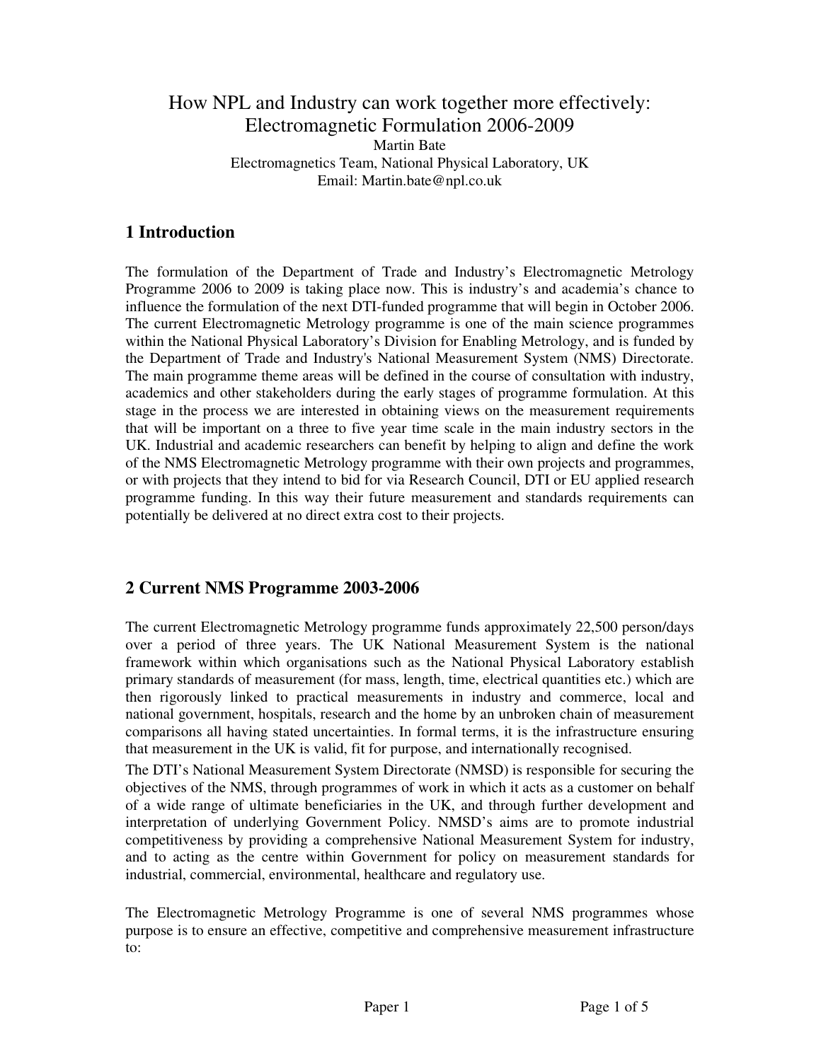# How NPL and Industry can work together more effectively: Electromagnetic Formulation 2006-2009

Martin Bate
Electromagnetics Team, National Physical Laboratory, UK
Email: Martin.bate@npl.co.uk

## 1 Introduction

The formulation of the Department of Trade and Industry's Electromagnetic Metrology Programme 2006 to 2009 is taking place now. This is industry's and academia's chance to influence the formulation of the next DTI-funded programme that will begin in October 2006. The current Electromagnetic Metrology programme is one of the main science programmes within the National Physical Laboratory's Division for Enabling Metrology, and is funded by the Department of Trade and Industry's National Measurement System (NMS) Directorate. The main programme theme areas will be defined in the course of consultation with industry, academics and other stakeholders during the early stages of programme formulation. At this stage in the process we are interested in obtaining views on the measurement requirements that will be important on a three to five year time scale in the main industry sectors in the UK. Industrial and academic researchers can benefit by helping to align and define the work of the NMS Electromagnetic Metrology programme with their own projects and programmes, or with projects that they intend to bid for via Research Council, DTI or EU applied research programme funding. In this way their future measurement and standards requirements can potentially be delivered at no direct extra cost to their projects.

## 2 Current NMS Programme 2003-2006

The current Electromagnetic Metrology programme funds approximately 22,500 person/days over a period of three years. The UK National Measurement System is the national framework within which organisations such as the National Physical Laboratory establish primary standards of measurement (for mass, length, time, electrical quantities etc.) which are then rigorously linked to practical measurements in industry and commerce, local and national government, hospitals, research and the home by an unbroken chain of measurement comparisons all having stated uncertainties. In formal terms, it is the infrastructure ensuring that measurement in the UK is valid, fit for purpose, and internationally recognised.

The DTI's National Measurement System Directorate (NMSD) is responsible for securing the objectives of the NMS, through programmes of work in which it acts as a customer on behalf of a wide range of ultimate beneficiaries in the UK, and through further development and interpretation of underlying Government Policy. NMSD's aims are to promote industrial competitiveness by providing a comprehensive National Measurement System for industry, and to acting as the centre within Government for policy on measurement standards for industrial, commercial, environmental, healthcare and regulatory use.

The Electromagnetic Metrology Programme is one of several NMS programmes whose purpose is to ensure an effective, competitive and comprehensive measurement infrastructure to: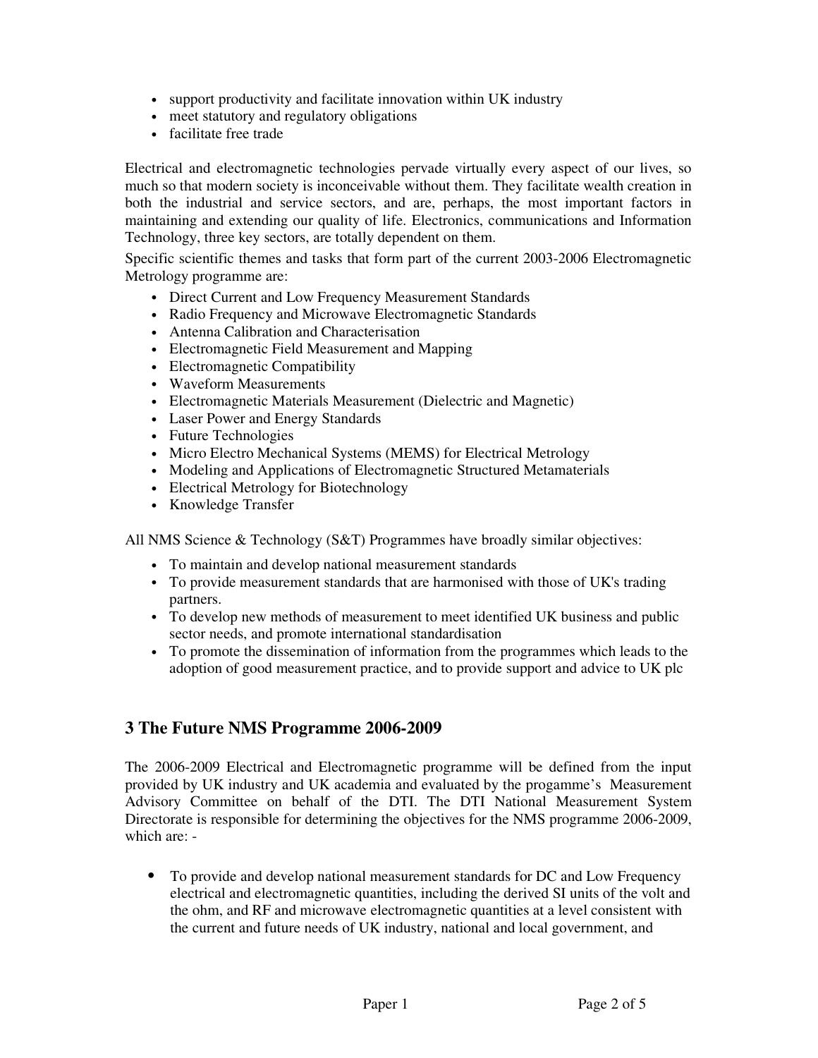- support productivity and facilitate innovation within UK industry
- meet statutory and regulatory obligations
- facilitate free trade

Electrical and electromagnetic technologies pervade virtually every aspect of our lives, so much so that modern society is inconceivable without them. They facilitate wealth creation in both the industrial and service sectors, and are, perhaps, the most important factors in maintaining and extending our quality of life. Electronics, communications and Information Technology, three key sectors, are totally dependent on them.

Specific scientific themes and tasks that form part of the current 2003-2006 Electromagnetic Metrology programme are:

- Direct Current and Low Frequency Measurement Standards
- Radio Frequency and Microwave Electromagnetic Standards
- Antenna Calibration and Characterisation
- Electromagnetic Field Measurement and Mapping
- Electromagnetic Compatibility
- Waveform Measurements
- Electromagnetic Materials Measurement (Dielectric and Magnetic)
- Laser Power and Energy Standards
- Future Technologies
- Micro Electro Mechanical Systems (MEMS) for Electrical Metrology
- Modeling and Applications of Electromagnetic Structured Metamaterials
- Electrical Metrology for Biotechnology
- Knowledge Transfer

All NMS Science & Technology (S&T) Programmes have broadly similar objectives:

- To maintain and develop national measurement standards
- To provide measurement standards that are harmonised with those of UK's trading partners.
- To develop new methods of measurement to meet identified UK business and public sector needs, and promote international standardisation
- To promote the dissemination of information from the programmes which leads to the adoption of good measurement practice, and to provide support and advice to UK plc

## 3 The Future NMS Programme 2006-2009

The 2006-2009 Electrical and Electromagnetic programme will be defined from the input provided by UK industry and UK academia and evaluated by the progamme's Measurement Advisory Committee on behalf of the DTI. The DTI National Measurement System Directorate is responsible for determining the objectives for the NMS programme 2006-2009, which are: -

- To provide and develop national measurement standards for DC and Low Frequency electrical and electromagnetic quantities, including the derived SI units of the volt and the ohm, and RF and microwave electromagnetic quantities at a level consistent with the current and future needs of UK industry, national and local government, and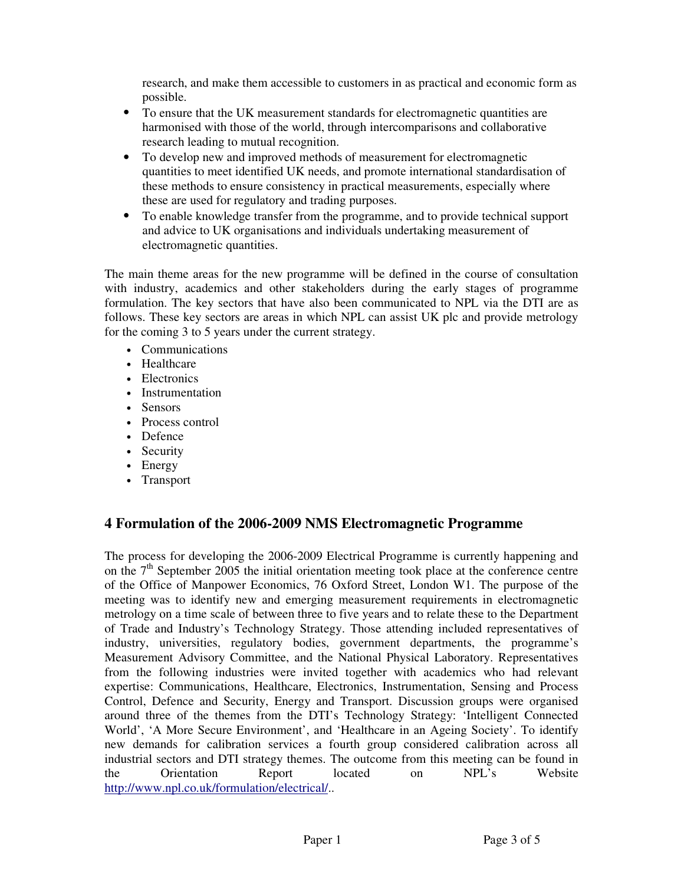research, and make them accessible to customers in as practical and economic form as possible.

- To ensure that the UK measurement standards for electromagnetic quantities are harmonised with those of the world, through intercomparisons and collaborative research leading to mutual recognition.
- To develop new and improved methods of measurement for electromagnetic quantities to meet identified UK needs, and promote international standardisation of these methods to ensure consistency in practical measurements, especially where these are used for regulatory and trading purposes.
- To enable knowledge transfer from the programme, and to provide technical support and advice to UK organisations and individuals undertaking measurement of electromagnetic quantities.

The main theme areas for the new programme will be defined in the course of consultation with industry, academics and other stakeholders during the early stages of programme formulation. The key sectors that have also been communicated to NPL via the DTI are as follows. These key sectors are areas in which NPL can assist UK plc and provide metrology for the coming 3 to 5 years under the current strategy.

- Communications
- Healthcare
- Electronics
- Instrumentation
- Sensors
- Process control
- Defence
- Security
- Energy
- Transport

## 4 Formulation of the 2006-2009 NMS Electromagnetic Programme

The process for developing the 2006-2009 Electrical Programme is currently happening and on the 7th September 2005 the initial orientation meeting took place at the conference centre of the Office of Manpower Economics, 76 Oxford Street, London W1. The purpose of the meeting was to identify new and emerging measurement requirements in electromagnetic metrology on a time scale of between three to five years and to relate these to the Department of Trade and Industry's Technology Strategy. Those attending included representatives of industry, universities, regulatory bodies, government departments, the programme's Measurement Advisory Committee, and the National Physical Laboratory. Representatives from the following industries were invited together with academics who had relevant expertise: Communications, Healthcare, Electronics, Instrumentation, Sensing and Process Control, Defence and Security, Energy and Transport. Discussion groups were organised around three of the themes from the DTI's Technology Strategy: 'Intelligent Connected World', 'A More Secure Environment', and 'Healthcare in an Ageing Society'. To identify new demands for calibration services a fourth group considered calibration across all industrial sectors and DTI strategy themes. The outcome from this meeting can be found in the Orientation Report located on NPL's Website http://www.npl.co.uk/formulation/electrical/..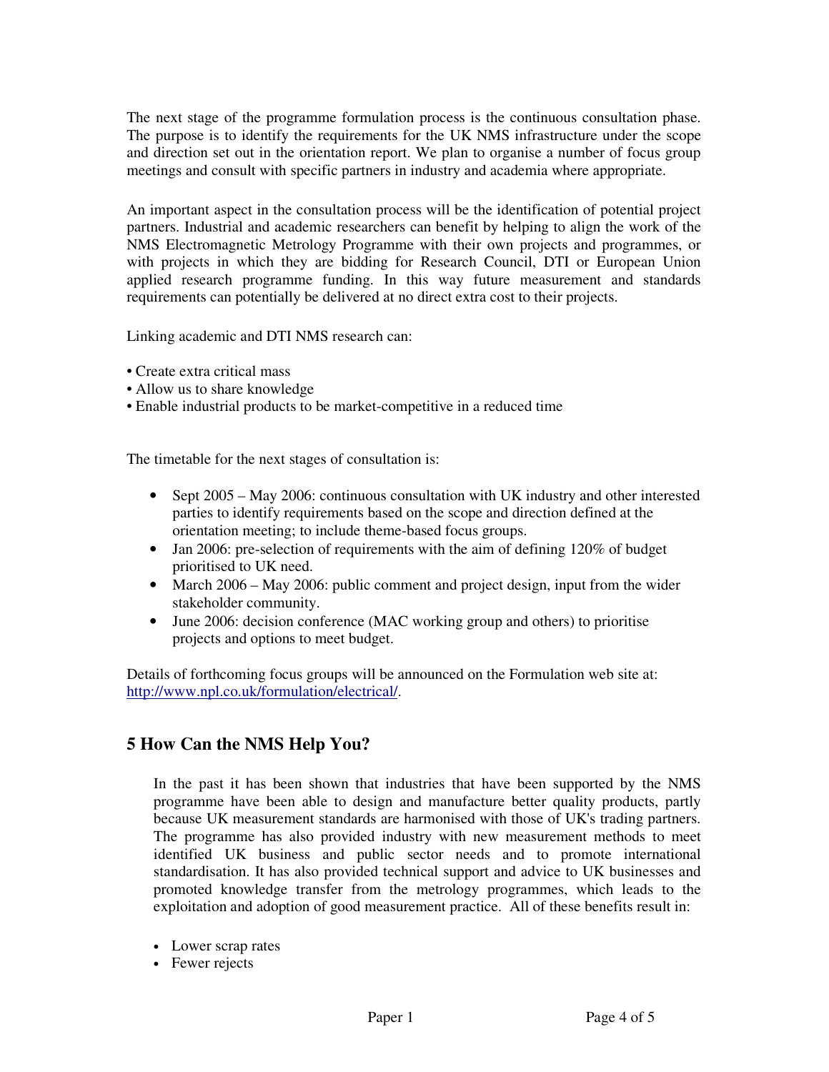The next stage of the programme formulation process is the continuous consultation phase. The purpose is to identify the requirements for the UK NMS infrastructure under the scope and direction set out in the orientation report. We plan to organise a number of focus group meetings and consult with specific partners in industry and academia where appropriate.

An important aspect in the consultation process will be the identification of potential project partners. Industrial and academic researchers can benefit by helping to align the work of the NMS Electromagnetic Metrology Programme with their own projects and programmes, or with projects in which they are bidding for Research Council, DTI or European Union applied research programme funding. In this way future measurement and standards requirements can potentially be delivered at no direct extra cost to their projects.

Linking academic and DTI NMS research can:

- Create extra critical mass
- Allow us to share knowledge
- Enable industrial products to be market-competitive in a reduced time

The timetable for the next stages of consultation is:

- Sept 2005 – May 2006: continuous consultation with UK industry and other interested parties to identify requirements based on the scope and direction defined at the orientation meeting; to include theme-based focus groups.
- Jan 2006: pre-selection of requirements with the aim of defining 120% of budget prioritised to UK need.
- March 2006 – May 2006: public comment and project design, input from the wider stakeholder community.
- June 2006: decision conference (MAC working group and others) to prioritise projects and options to meet budget.

Details of forthcoming focus groups will be announced on the Formulation web site at: http://www.npl.co.uk/formulation/electrical/.

## 5 How Can the NMS Help You?

In the past it has been shown that industries that have been supported by the NMS programme have been able to design and manufacture better quality products, partly because UK measurement standards are harmonised with those of UK's trading partners. The programme has also provided industry with new measurement methods to meet identified UK business and public sector needs and to promote international standardisation. It has also provided technical support and advice to UK businesses and promoted knowledge transfer from the metrology programmes, which leads to the exploitation and adoption of good measurement practice. All of these benefits result in:

- Lower scrap rates
- Fewer rejects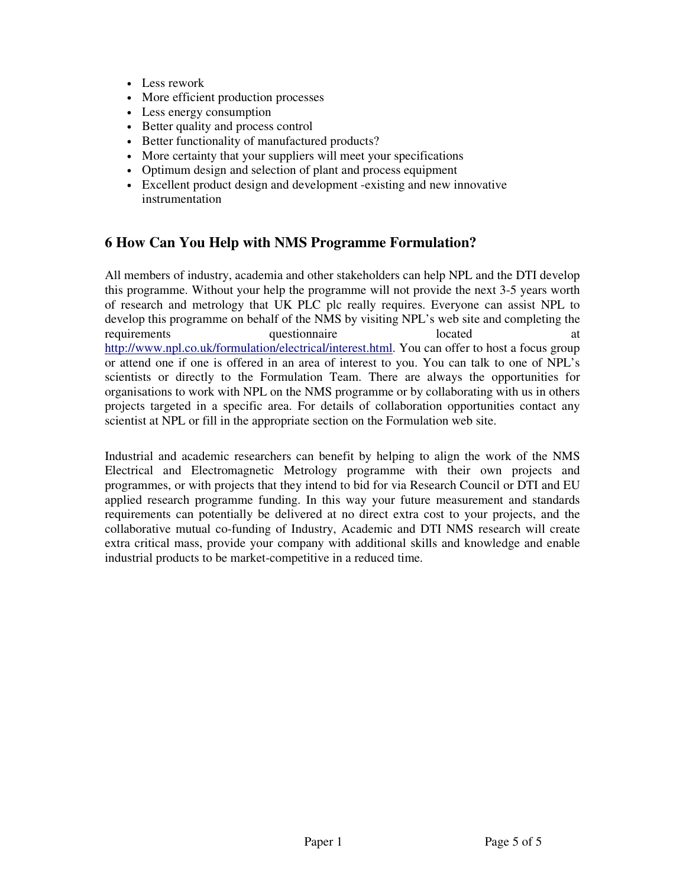- Less rework
- More efficient production processes
- Less energy consumption
- Better quality and process control
- Better functionality of manufactured products?
- More certainty that your suppliers will meet your specifications
- Optimum design and selection of plant and process equipment
- Excellent product design and development -existing and new innovative instrumentation

## 6 How Can You Help with NMS Programme Formulation?

All members of industry, academia and other stakeholders can help NPL and the DTI develop this programme. Without your help the programme will not provide the next 3-5 years worth of research and metrology that UK PLC plc really requires. Everyone can assist NPL to develop this programme on behalf of the NMS by visiting NPL's web site and completing the requirements questionnaire located at http://www.npl.co.uk/formulation/electrical/interest.html. You can offer to host a focus group or attend one if one is offered in an area of interest to you. You can talk to one of NPL's scientists or directly to the Formulation Team. There are always the opportunities for organisations to work with NPL on the NMS programme or by collaborating with us in others projects targeted in a specific area. For details of collaboration opportunities contact any scientist at NPL or fill in the appropriate section on the Formulation web site.

Industrial and academic researchers can benefit by helping to align the work of the NMS Electrical and Electromagnetic Metrology programme with their own projects and programmes, or with projects that they intend to bid for via Research Council or DTI and EU applied research programme funding. In this way your future measurement and standards requirements can potentially be delivered at no direct extra cost to your projects, and the collaborative mutual co-funding of Industry, Academic and DTI NMS research will create extra critical mass, provide your company with additional skills and knowledge and enable industrial products to be market-competitive in a reduced time.